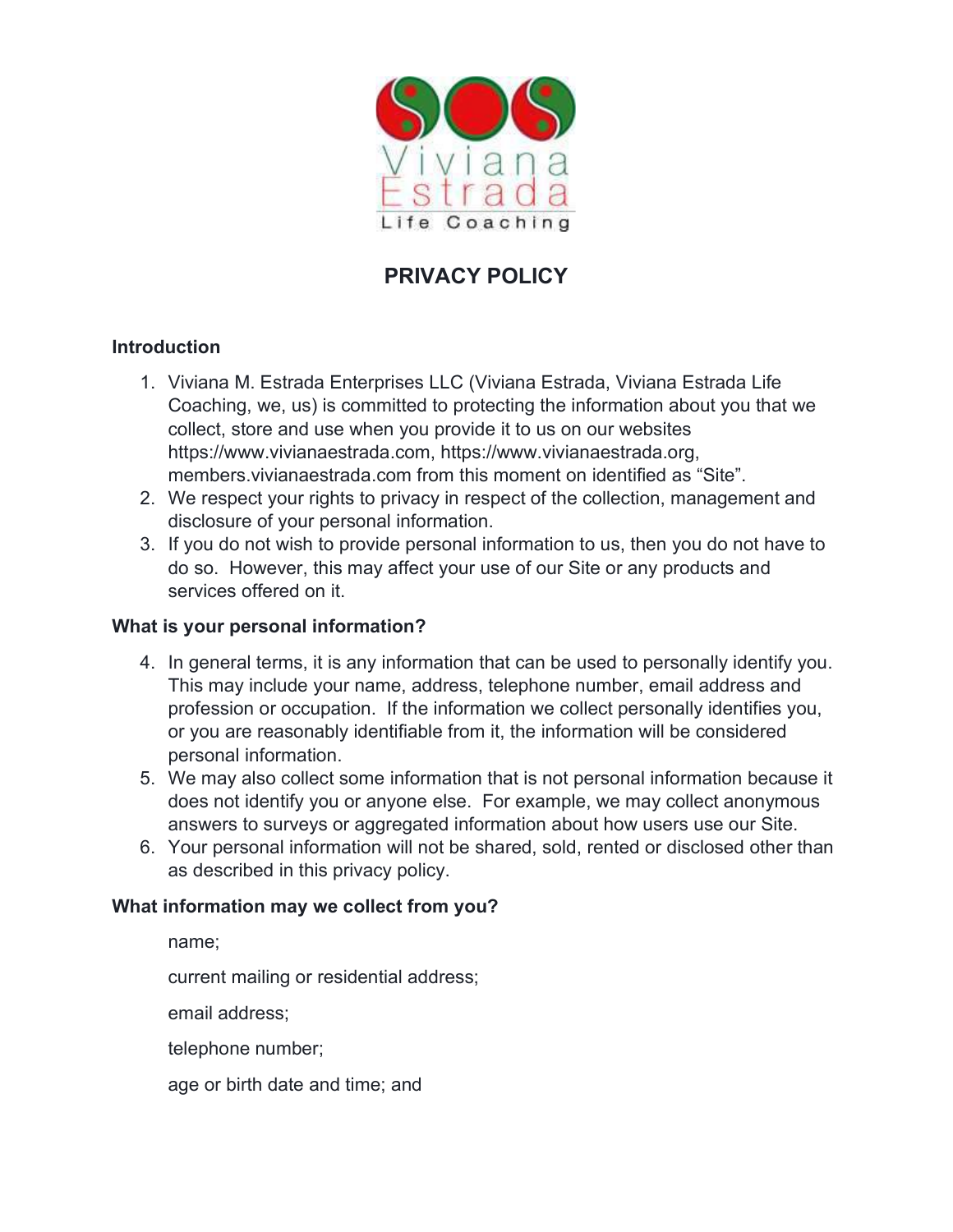Viviana Estrada Life Coaching

# PRIVACY POLICY

## Introduction

1. Viviana M. Estrada Enterprises LLC (Viviana Estrada, Viviana Estrada Life Coaching, we, us) is committed to protecting the information about you that we collect, store and use when you provide it to us on our websites https://www.vivianaestrada.com, https://www.vivianaestrada.org, members.vivianaestrada.com from this moment on identified as "Site".
2. We respect your rights to privacy in respect of the collection, management and disclosure of your personal information.
3. If you do not wish to provide personal information to us, then you do not have to do so. However, this may affect your use of our Site or any products and services offered on it.

## What is your personal information?

4. In general terms, it is any information that can be used to personally identify you. This may include your name, address, telephone number, email address and profession or occupation. If the information we collect personally identifies you, or you are reasonably identifiable from it, the information will be considered personal information.
5. We may also collect some information that is not personal information because it does not identify you or anyone else. For example, we may collect anonymous answers to surveys or aggregated information about how users use our Site.
6. Your personal information will not be shared, sold, rented or disclosed other than as described in this privacy policy.

## What information may we collect from you?

name;

current mailing or residential address;

email address;

telephone number;

age or birth date and time; and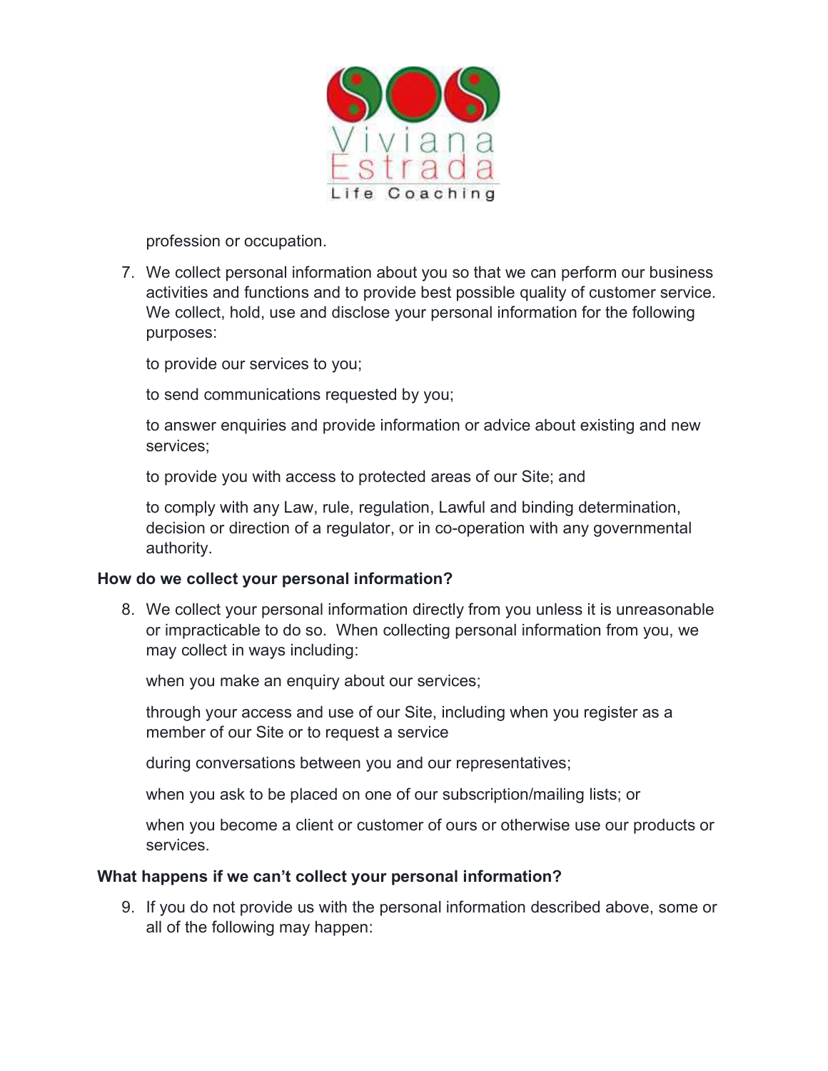profession or occupation.

7. We collect personal information about you so that we can perform our business activities and functions and to provide best possible quality of customer service. We collect, hold, use and disclose your personal information for the following purposes:

   to provide our services to you;

   to send communications requested by you;

   to answer enquiries and provide information or advice about existing and new services;

   to provide you with access to protected areas of our Site; and

   to comply with any Law, rule, regulation, Lawful and binding determination, decision or direction of a regulator, or in co-operation with any governmental authority.

**How do we collect your personal information?**

8. We collect your personal information directly from you unless it is unreasonable or impracticable to do so. When collecting personal information from you, we may collect in ways including:

   when you make an enquiry about our services;

   through your access and use of our Site, including when you register as a member of our Site or to request a service

   during conversations between you and our representatives;

   when you ask to be placed on one of our subscription/mailing lists; or

   when you become a client or customer of ours or otherwise use our products or services.

**What happens if we can't collect your personal information?**

9. If you do not provide us with the personal information described above, some or all of the following may happen: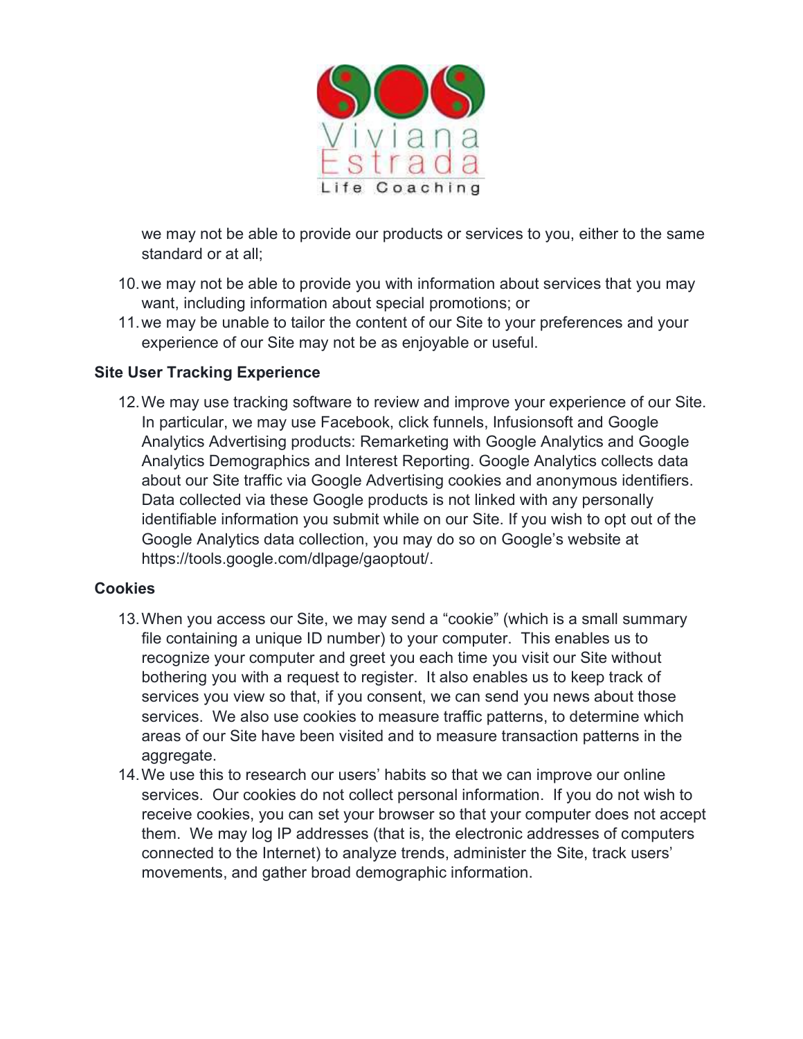we may not be able to provide our products or services to you, either to the same standard or at all;

10. we may not be able to provide you with information about services that you may want, including information about special promotions; or
11. we may be unable to tailor the content of our Site to your preferences and your experience of our Site may not be as enjoyable or useful.

**Site User Tracking Experience**

12. We may use tracking software to review and improve your experience of our Site. In particular, we may use Facebook, click funnels, Infusionsoft and Google Analytics Advertising products: Remarketing with Google Analytics and Google Analytics Demographics and Interest Reporting. Google Analytics collects data about our Site traffic via Google Advertising cookies and anonymous identifiers. Data collected via these Google products is not linked with any personally identifiable information you submit while on our Site. If you wish to opt out of the Google Analytics data collection, you may do so on Google's website at https://tools.google.com/dlpage/gaoptout/.

**Cookies**

13. When you access our Site, we may send a "cookie" (which is a small summary file containing a unique ID number) to your computer. This enables us to recognize your computer and greet you each time you visit our Site without bothering you with a request to register. It also enables us to keep track of services you view so that, if you consent, we can send you news about those services. We also use cookies to measure traffic patterns, to determine which areas of our Site have been visited and to measure transaction patterns in the aggregate.
14. We use this to research our users' habits so that we can improve our online services. Our cookies do not collect personal information. If you do not wish to receive cookies, you can set your browser so that your computer does not accept them. We may log IP addresses (that is, the electronic addresses of computers connected to the Internet) to analyze trends, administer the Site, track users' movements, and gather broad demographic information.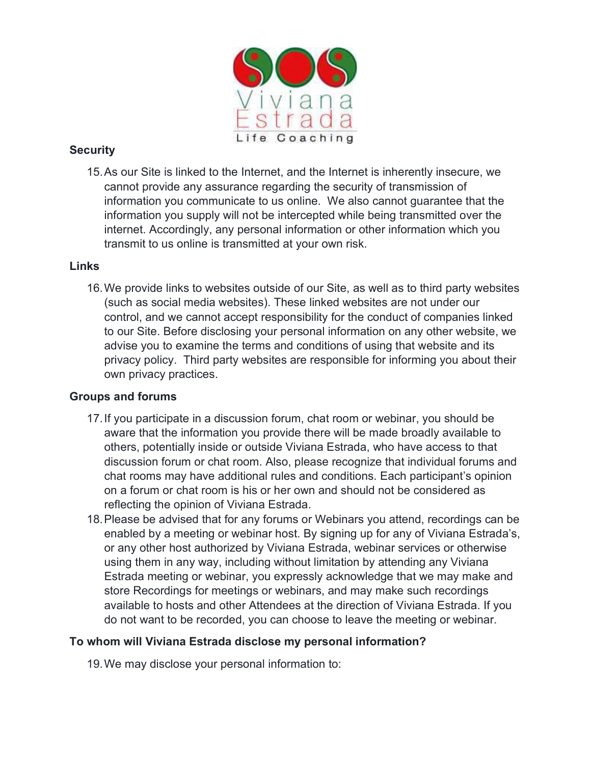**Security**

15. As our Site is linked to the Internet, and the Internet is inherently insecure, we cannot provide any assurance regarding the security of transmission of information you communicate to us online.  We also cannot guarantee that the information you supply will not be intercepted while being transmitted over the internet. Accordingly, any personal information or other information which you transmit to us online is transmitted at your own risk.

**Links**

16. We provide links to websites outside of our Site, as well as to third party websites (such as social media websites). These linked websites are not under our control, and we cannot accept responsibility for the conduct of companies linked to our Site. Before disclosing your personal information on any other website, we advise you to examine the terms and conditions of using that website and its privacy policy.  Third party websites are responsible for informing you about their own privacy practices.

**Groups and forums**

17. If you participate in a discussion forum, chat room or webinar, you should be aware that the information you provide there will be made broadly available to others, potentially inside or outside Viviana Estrada, who have access to that discussion forum or chat room. Also, please recognize that individual forums and chat rooms may have additional rules and conditions. Each participant's opinion on a forum or chat room is his or her own and should not be considered as reflecting the opinion of Viviana Estrada.
18. Please be advised that for any forums or Webinars you attend, recordings can be enabled by a meeting or webinar host. By signing up for any of Viviana Estrada's, or any other host authorized by Viviana Estrada, webinar services or otherwise using them in any way, including without limitation by attending any Viviana Estrada meeting or webinar, you expressly acknowledge that we may make and store Recordings for meetings or webinars, and may make such recordings available to hosts and other Attendees at the direction of Viviana Estrada. If you do not want to be recorded, you can choose to leave the meeting or webinar.

**To whom will Viviana Estrada disclose my personal information?**

19. We may disclose your personal information to: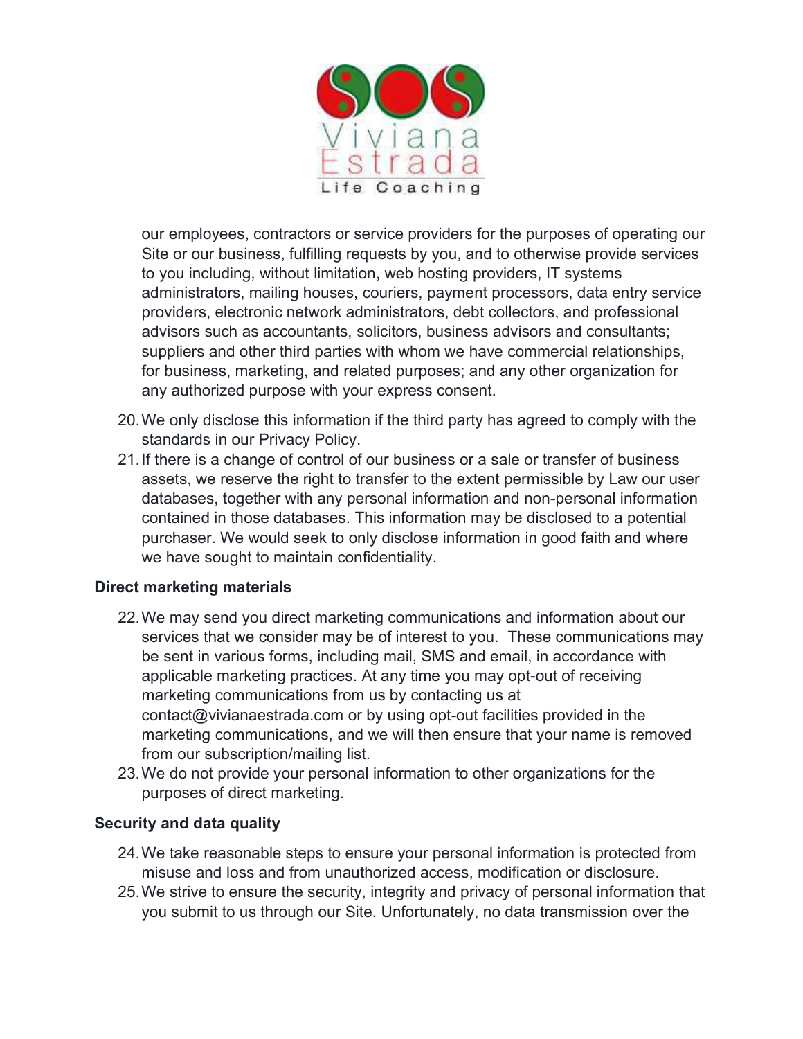our employees, contractors or service providers for the purposes of operating our Site or our business, fulfilling requests by you, and to otherwise provide services to you including, without limitation, web hosting providers, IT systems administrators, mailing houses, couriers, payment processors, data entry service providers, electronic network administrators, debt collectors, and professional advisors such as accountants, solicitors, business advisors and consultants; suppliers and other third parties with whom we have commercial relationships, for business, marketing, and related purposes; and any other organization for any authorized purpose with your express consent.

20. We only disclose this information if the third party has agreed to comply with the standards in our Privacy Policy.
21. If there is a change of control of our business or a sale or transfer of business assets, we reserve the right to transfer to the extent permissible by Law our user databases, together with any personal information and non-personal information contained in those databases. This information may be disclosed to a potential purchaser. We would seek to only disclose information in good faith and where we have sought to maintain confidentiality.

**Direct marketing materials**

22. We may send you direct marketing communications and information about our services that we consider may be of interest to you. These communications may be sent in various forms, including mail, SMS and email, in accordance with applicable marketing practices. At any time you may opt-out of receiving marketing communications from us by contacting us at contact@vivianaestrada.com or by using opt-out facilities provided in the marketing communications, and we will then ensure that your name is removed from our subscription/mailing list.
23. We do not provide your personal information to other organizations for the purposes of direct marketing.

**Security and data quality**

24. We take reasonable steps to ensure your personal information is protected from misuse and loss and from unauthorized access, modification or disclosure.
25. We strive to ensure the security, integrity and privacy of personal information that you submit to us through our Site. Unfortunately, no data transmission over the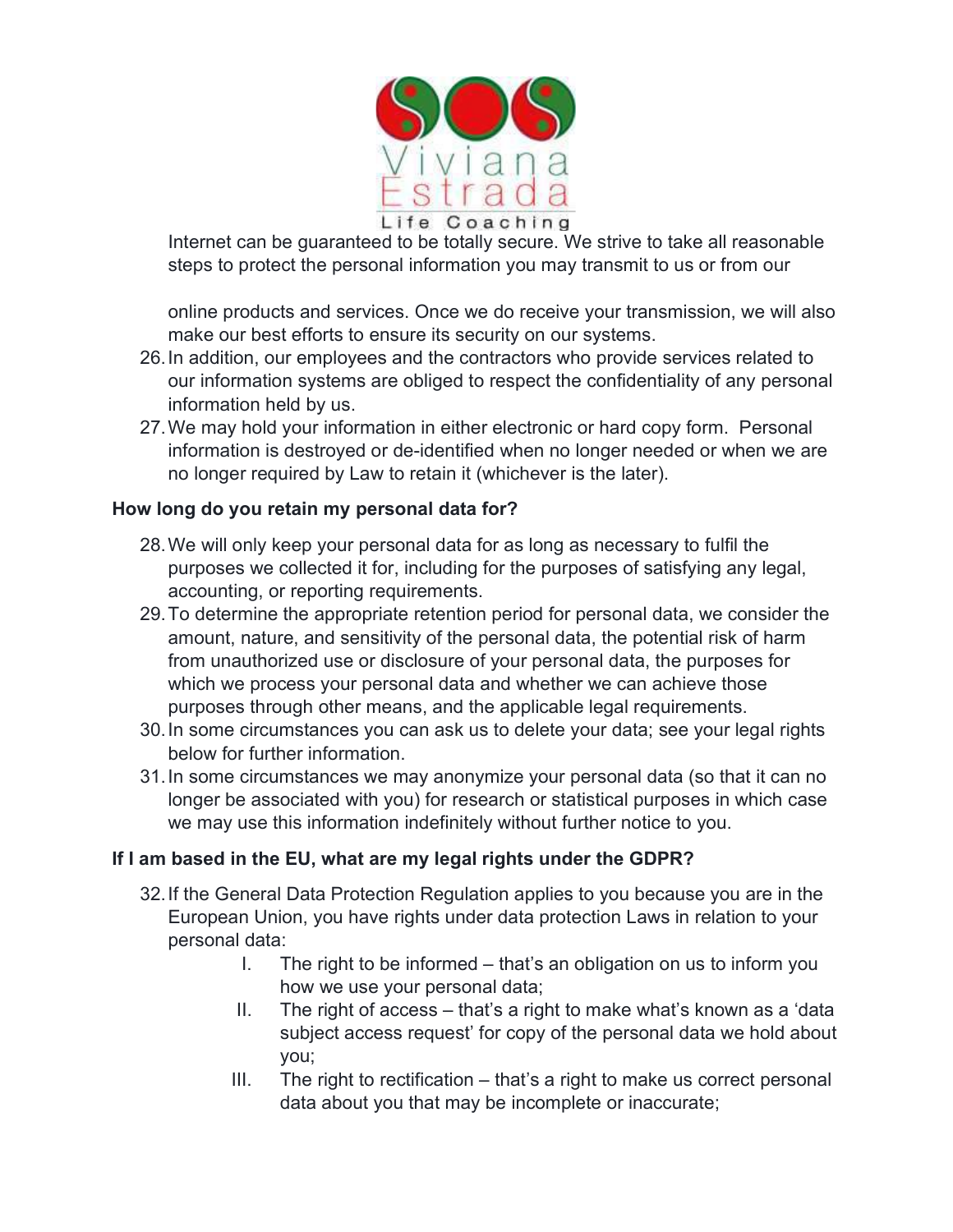Internet can be guaranteed to be totally secure. We strive to take all reasonable steps to protect the personal information you may transmit to us or from our online products and services. Once we do receive your transmission, we will also make our best efforts to ensure its security on our systems.

26. In addition, our employees and the contractors who provide services related to our information systems are obliged to respect the confidentiality of any personal information held by us.
27. We may hold your information in either electronic or hard copy form. Personal information is destroyed or de-identified when no longer needed or when we are no longer required by Law to retain it (whichever is the later).

**How long do you retain my personal data for?**

28. We will only keep your personal data for as long as necessary to fulfil the purposes we collected it for, including for the purposes of satisfying any legal, accounting, or reporting requirements.
29. To determine the appropriate retention period for personal data, we consider the amount, nature, and sensitivity of the personal data, the potential risk of harm from unauthorized use or disclosure of your personal data, the purposes for which we process your personal data and whether we can achieve those purposes through other means, and the applicable legal requirements.
30. In some circumstances you can ask us to delete your data; see your legal rights below for further information.
31. In some circumstances we may anonymize your personal data (so that it can no longer be associated with you) for research or statistical purposes in which case we may use this information indefinitely without further notice to you.

**If I am based in the EU, what are my legal rights under the GDPR?**

32. If the General Data Protection Regulation applies to you because you are in the European Union, you have rights under data protection Laws in relation to your personal data:

    I. The right to be informed – that's an obligation on us to inform you how we use your personal data;

    II. The right of access – that's a right to make what's known as a 'data subject access request' for copy of the personal data we hold about you;

    III. The right to rectification – that's a right to make us correct personal data about you that may be incomplete or inaccurate;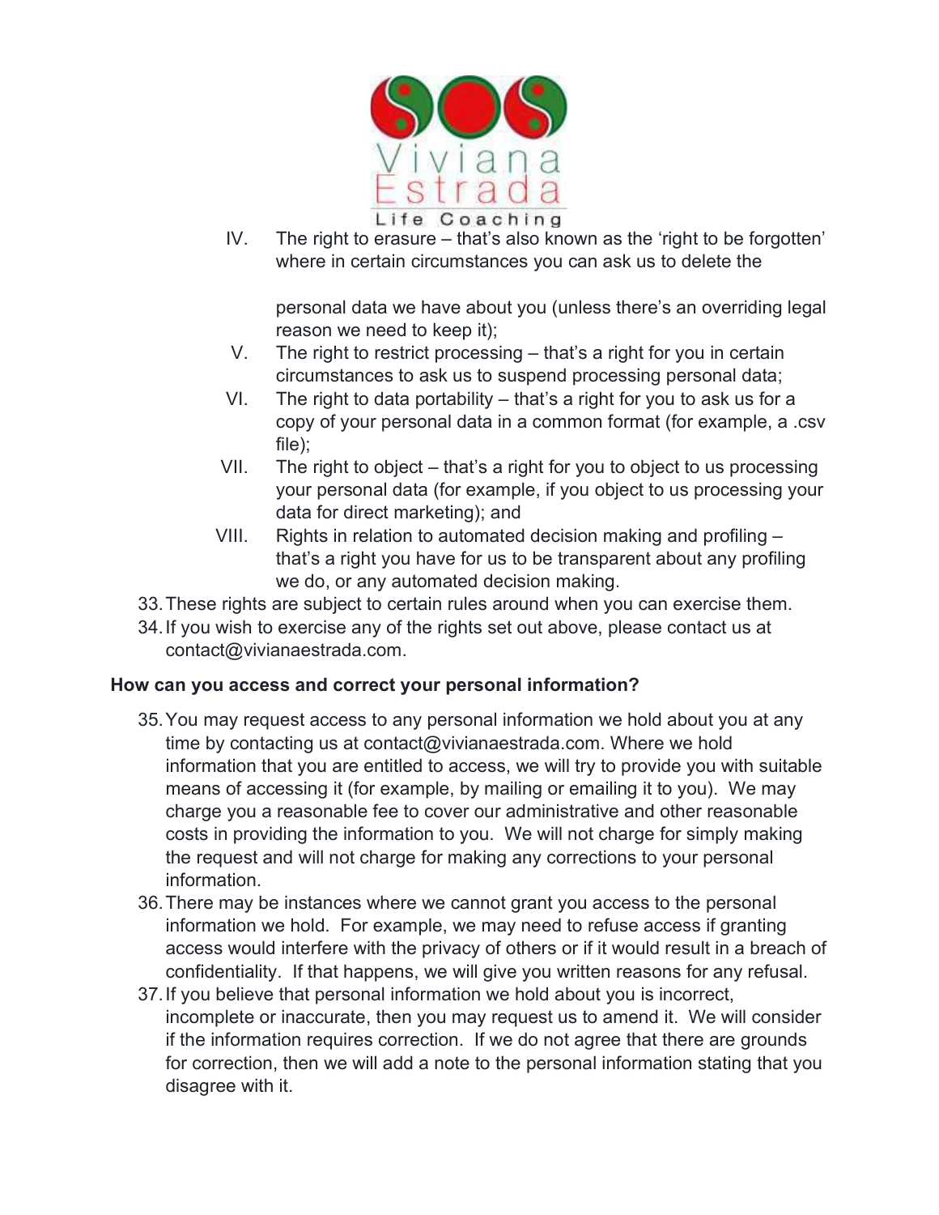IV. The right to erasure – that's also known as the 'right to be forgotten' where in certain circumstances you can ask us to delete the personal data we have about you (unless there's an overriding legal reason we need to keep it);

V. The right to restrict processing – that's a right for you in certain circumstances to ask us to suspend processing personal data;

VI. The right to data portability – that's a right for you to ask us for a copy of your personal data in a common format (for example, a .csv file);

VII. The right to object – that's a right for you to object to us processing your personal data (for example, if you object to us processing your data for direct marketing); and

VIII. Rights in relation to automated decision making and profiling – that's a right you have for us to be transparent about any profiling we do, or any automated decision making.

33. These rights are subject to certain rules around when you can exercise them.
34. If you wish to exercise any of the rights set out above, please contact us at contact@vivianaestrada.com.

**How can you access and correct your personal information?**

35. You may request access to any personal information we hold about you at any time by contacting us at contact@vivianaestrada.com. Where we hold information that you are entitled to access, we will try to provide you with suitable means of accessing it (for example, by mailing or emailing it to you). We may charge you a reasonable fee to cover our administrative and other reasonable costs in providing the information to you. We will not charge for simply making the request and will not charge for making any corrections to your personal information.
36. There may be instances where we cannot grant you access to the personal information we hold. For example, we may need to refuse access if granting access would interfere with the privacy of others or if it would result in a breach of confidentiality. If that happens, we will give you written reasons for any refusal.
37. If you believe that personal information we hold about you is incorrect, incomplete or inaccurate, then you may request us to amend it. We will consider if the information requires correction. If we do not agree that there are grounds for correction, then we will add a note to the personal information stating that you disagree with it.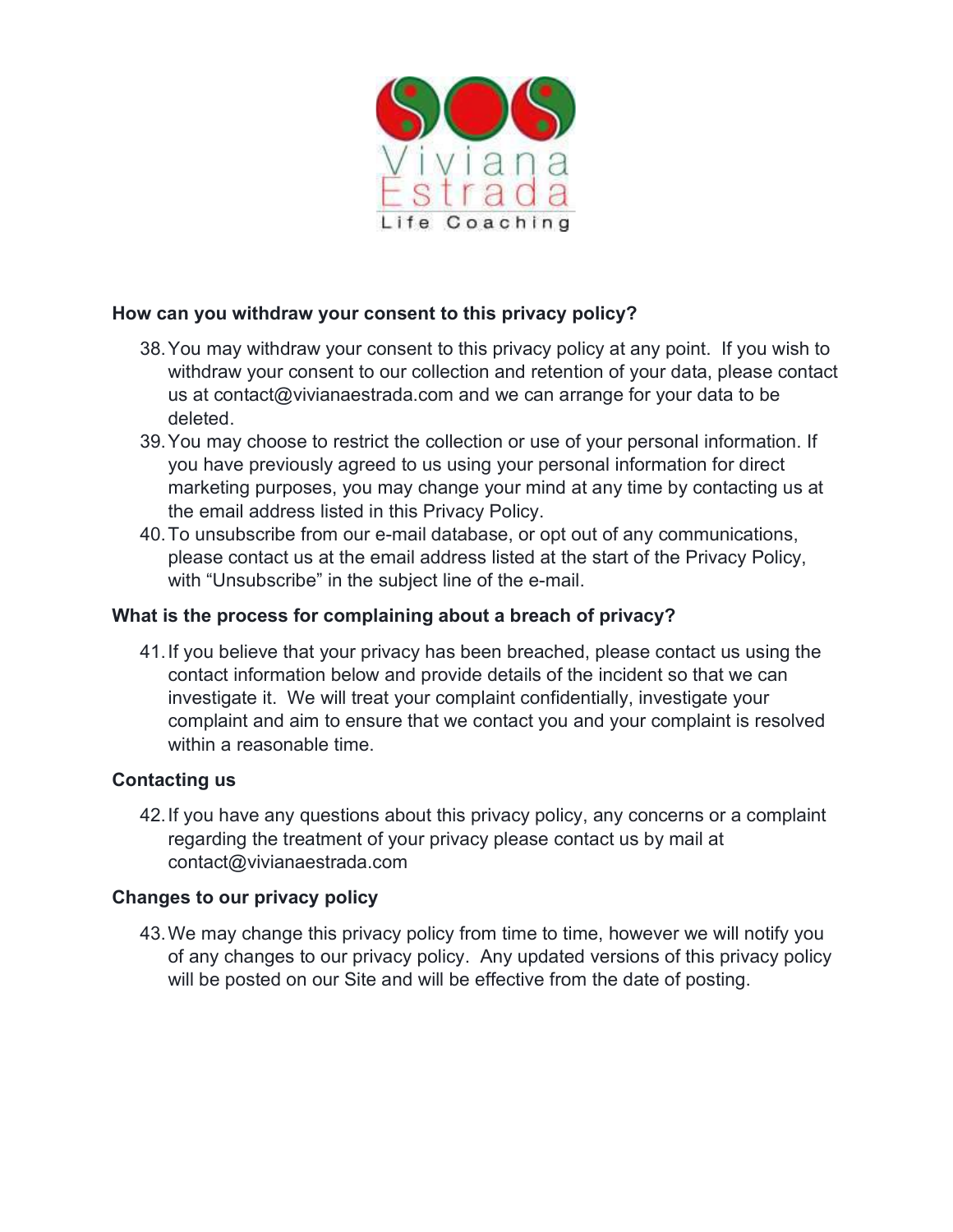**How can you withdraw your consent to this privacy policy?**

38. You may withdraw your consent to this privacy policy at any point. If you wish to withdraw your consent to our collection and retention of your data, please contact us at contact@vivianaestrada.com and we can arrange for your data to be deleted.
39. You may choose to restrict the collection or use of your personal information. If you have previously agreed to us using your personal information for direct marketing purposes, you may change your mind at any time by contacting us at the email address listed in this Privacy Policy.
40. To unsubscribe from our e-mail database, or opt out of any communications, please contact us at the email address listed at the start of the Privacy Policy, with "Unsubscribe" in the subject line of the e-mail.

**What is the process for complaining about a breach of privacy?**

41. If you believe that your privacy has been breached, please contact us using the contact information below and provide details of the incident so that we can investigate it. We will treat your complaint confidentially, investigate your complaint and aim to ensure that we contact you and your complaint is resolved within a reasonable time.

**Contacting us**

42. If you have any questions about this privacy policy, any concerns or a complaint regarding the treatment of your privacy please contact us by mail at contact@vivianaestrada.com

**Changes to our privacy policy**

43. We may change this privacy policy from time to time, however we will notify you of any changes to our privacy policy. Any updated versions of this privacy policy will be posted on our Site and will be effective from the date of posting.